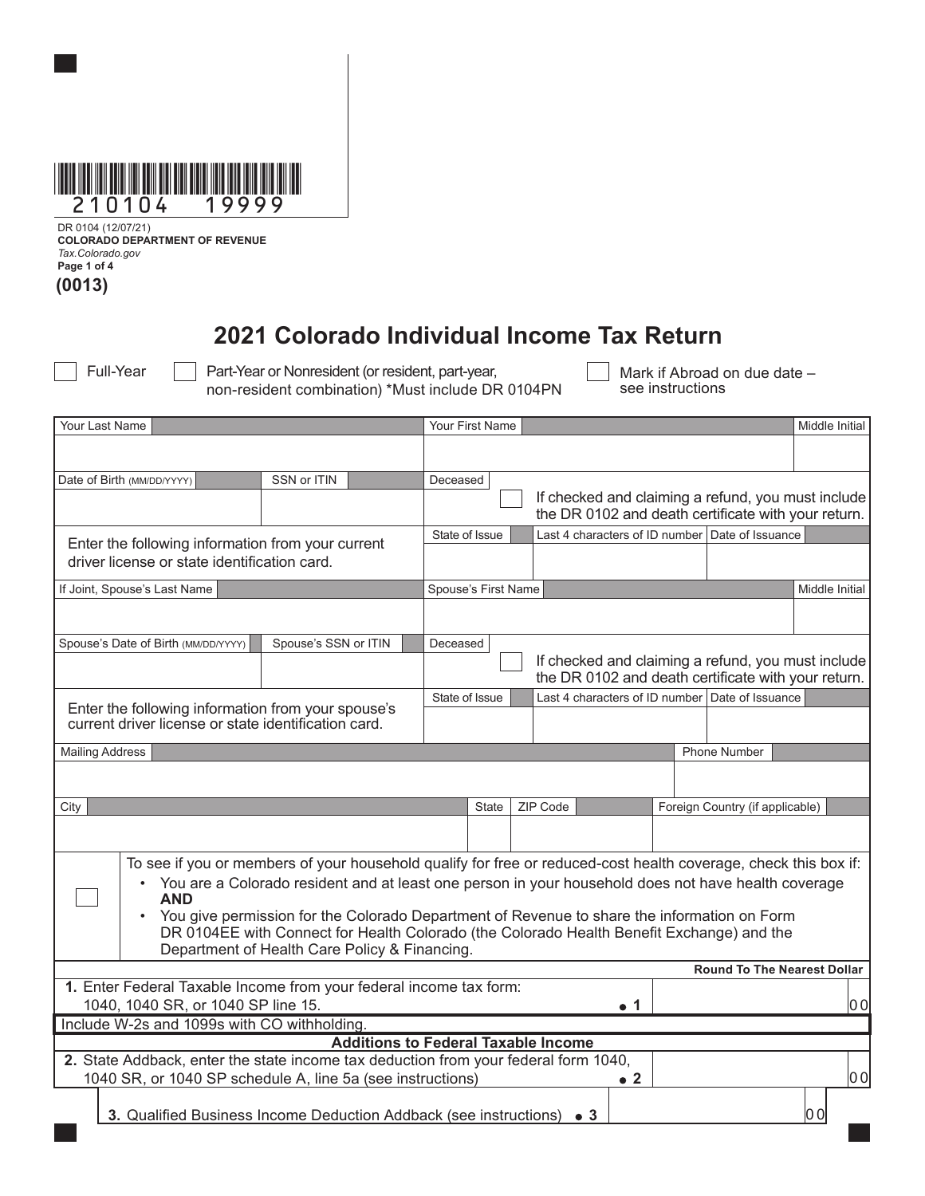210104 19999

DR 0104 (12/07/21)
**COLORADO DEPARTMENT OF REVENUE**
*Tax.Colorado.gov*
**Page 1 of 4**

**(0013)**

# 2021 Colorado Individual Income Tax Return

☐ Full-Year ☐ Part-Year or Nonresident (or resident, part-year, non-resident combination) *Must include DR 0104PN ☐ Mark if Abroad on due date – see instructions

| Your Last Name | | Your First Name | | Middle Initial |
|---|---|---|---|---|
| | | | | |
| Date of Birth (MM/DD/YYYY) | SSN or ITIN | Deceased ☐ If checked and claiming a refund, you must include the DR 0102 and death certificate with your return. | | |
| Enter the following information from your current driver license or state identification card. | | State of Issue | Last 4 characters of ID number | Date of Issuance |
| If Joint, Spouse's Last Name | | Spouse's First Name | | Middle Initial |
| | | | | |
| Spouse's Date of Birth (MM/DD/YYYY) | Spouse's SSN or ITIN | Deceased ☐ If checked and claiming a refund, you must include the DR 0102 and death certificate with your return. | | |
| Enter the following information from your spouse's current driver license or state identification card. | | State of Issue | Last 4 characters of ID number | Date of Issuance |
| Mailing Address | | | Phone Number | |
| City | State | ZIP Code | Foreign Country (if applicable) | |

☐ To see if you or members of your household qualify for free or reduced-cost health coverage, check this box if:

- You are a Colorado resident and at least one person in your household does not have health coverage **AND**
- You give permission for the Colorado Department of Revenue to share the information on Form DR 0104EE with Connect for Health Colorado (the Colorado Health Benefit Exchange) and the Department of Health Care Policy & Financing.

**Round To The Nearest Dollar**

| Line | Description | Amount |
|---|---|---|
| 1 | Enter Federal Taxable Income from your federal income tax form: 1040, 1040 SR, or 1040 SP line 15. | 00 |
| | Include W-2s and 1099s with CO withholding. | |
| | **Additions to Federal Taxable Income** | |
| 2 | State Addback, enter the state income tax deduction from your federal form 1040, 1040 SR, or 1040 SP schedule A, line 5a (see instructions) | 00 |
| 3 | Qualified Business Income Deduction Addback (see instructions) | 00 |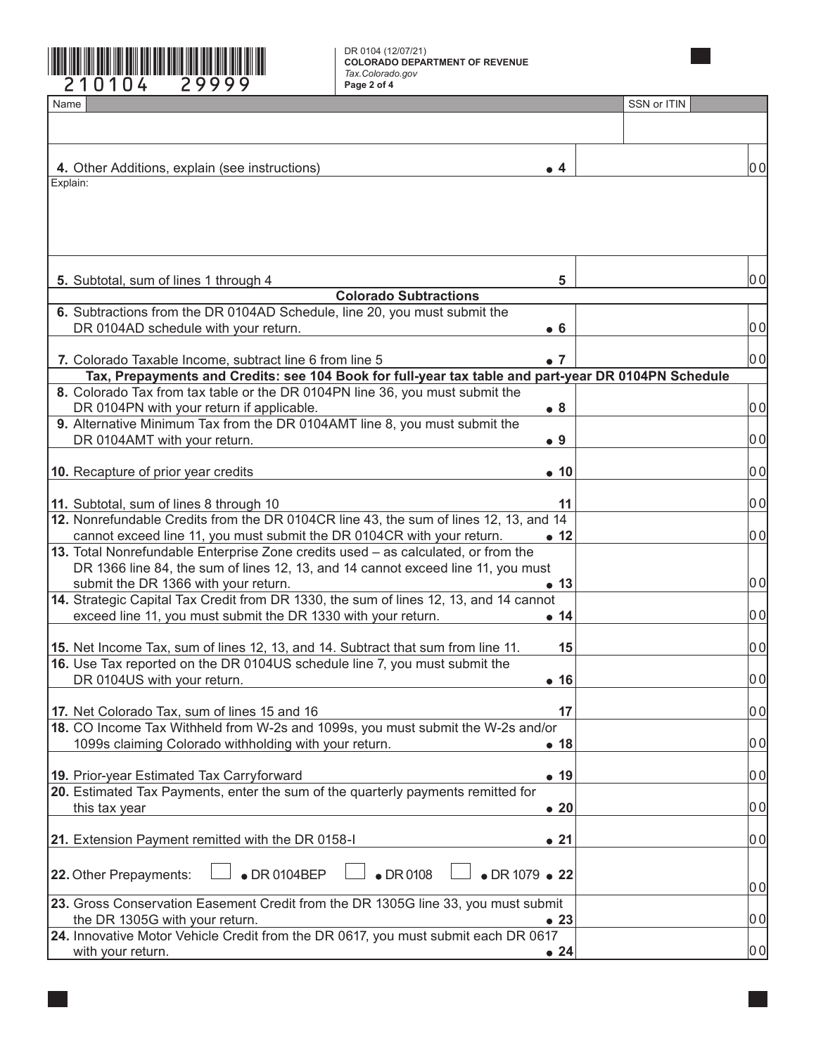210104 29999

DR 0104 (12/07/21)
**COLORADO DEPARTMENT OF REVENUE**
*Tax.Colorado.gov*
**Page 2 of 4**

| Name | SSN or ITIN |
|---|---|
| | |

| Line | | Amount |
|---|---|---|
| **4.** Other Additions, explain (see instructions) | ● 4 | 00 |
| Explain: | | |
| **5.** Subtotal, sum of lines 1 through 4 | 5 | 00 |
| **Colorado Subtractions** | | |
| **6.** Subtractions from the DR 0104AD Schedule, line 20, you must submit the DR 0104AD schedule with your return. | ● 6 | 00 |
| **7.** Colorado Taxable Income, subtract line 6 from line 5 | ● 7 | 00 |
| **Tax, Prepayments and Credits: see 104 Book for full-year tax table and part-year DR 0104PN Schedule** | | |
| **8.** Colorado Tax from tax table or the DR 0104PN line 36, you must submit the DR 0104PN with your return if applicable. | ● 8 | 00 |
| **9.** Alternative Minimum Tax from the DR 0104AMT line 8, you must submit the DR 0104AMT with your return. | ● 9 | 00 |
| **10.** Recapture of prior year credits | ● 10 | 00 |
| **11.** Subtotal, sum of lines 8 through 10 | 11 | 00 |
| **12.** Nonrefundable Credits from the DR 0104CR line 43, the sum of lines 12, 13, and 14 cannot exceed line 11, you must submit the DR 0104CR with your return. | ● 12 | 00 |
| **13.** Total Nonrefundable Enterprise Zone credits used – as calculated, or from the DR 1366 line 84, the sum of lines 12, 13, and 14 cannot exceed line 11, you must submit the DR 1366 with your return. | ● 13 | 00 |
| **14.** Strategic Capital Tax Credit from DR 1330, the sum of lines 12, 13, and 14 cannot exceed line 11, you must submit the DR 1330 with your return. | ● 14 | 00 |
| **15.** Net Income Tax, sum of lines 12, 13, and 14. Subtract that sum from line 11. | 15 | 00 |
| **16.** Use Tax reported on the DR 0104US schedule line 7, you must submit the DR 0104US with your return. | ● 16 | 00 |
| **17.** Net Colorado Tax, sum of lines 15 and 16 | 17 | 00 |
| **18.** CO Income Tax Withheld from W-2s and 1099s, you must submit the W-2s and/or 1099s claiming Colorado withholding with your return. | ● 18 | 00 |
| **19.** Prior-year Estimated Tax Carryforward | ● 19 | 00 |
| **20.** Estimated Tax Payments, enter the sum of the quarterly payments remitted for this tax year | ● 20 | 00 |
| **21.** Extension Payment remitted with the DR 0158-I | ● 21 | 00 |
| **22.** Other Prepayments: ☐ ● DR 0104BEP ☐ ● DR 0108 ☐ ● DR 1079 | ● 22 | 00 |
| **23.** Gross Conservation Easement Credit from the DR 1305G line 33, you must submit the DR 1305G with your return. | ● 23 | 00 |
| **24.** Innovative Motor Vehicle Credit from the DR 0617, you must submit each DR 0617 with your return. | ● 24 | 00 |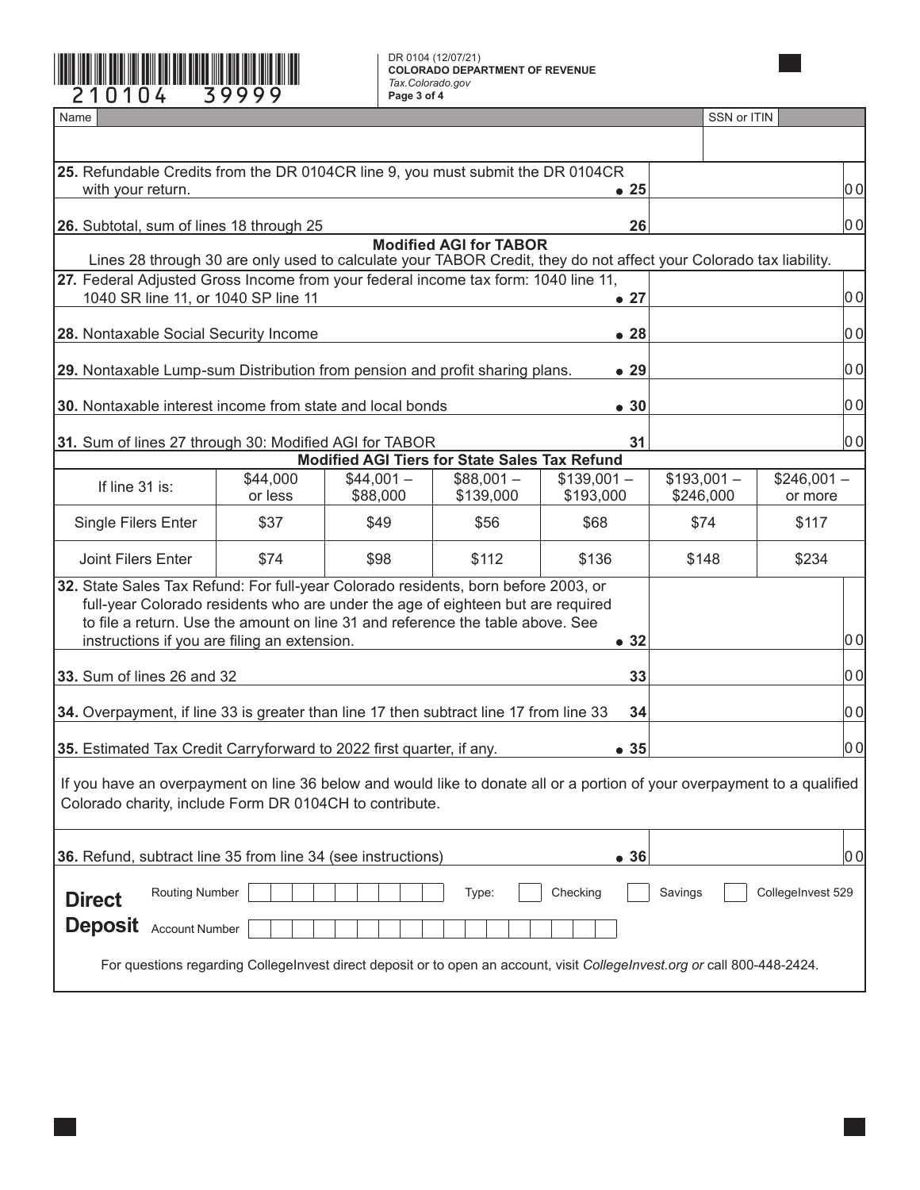210104 39999

DR 0104 (12/07/21)
**COLORADO DEPARTMENT OF REVENUE**
*Tax.Colorado.gov*

| Name | SSN or ITIN |
|---|---|
| | |

| Line | Description | | Amount |
|---|---|---|---|
| 25. | Refundable Credits from the DR 0104CR line 9, you must submit the DR 0104CR with your return. | • 25 | 00 |
| 26. | Subtotal, sum of lines 18 through 25 | 26 | 00 |

## Modified AGI for TABOR

Lines 28 through 30 are only used to calculate your TABOR Credit, they do not affect your Colorado tax liability.

| Line | Description | | Amount |
|---|---|---|---|
| 27. | Federal Adjusted Gross Income from your federal income tax form: 1040 line 11, 1040 SR line 11, or 1040 SP line 11 | • 27 | 00 |
| 28. | Nontaxable Social Security Income | • 28 | 00 |
| 29. | Nontaxable Lump-sum Distribution from pension and profit sharing plans. | • 29 | 00 |
| 30. | Nontaxable interest income from state and local bonds | • 30 | 00 |
| 31. | Sum of lines 27 through 30: Modified AGI for TABOR | 31 | 00 |

## Modified AGI Tiers for State Sales Tax Refund

| If line 31 is: | $44,000 or less | $44,001 – $88,000 | $88,001 – $139,000 | $139,001 – $193,000 | $193,001 – $246,000 | $246,001 – or more |
|---|---|---|---|---|---|---|
| Single Filers Enter | $37 | $49 | $56 | $68 | $74 | $117 |
| Joint Filers Enter | $74 | $98 | $112 | $136 | $148 | $234 |

| Line | Description | | Amount |
|---|---|---|---|
| 32. | State Sales Tax Refund: For full-year Colorado residents, born before 2003, or full-year Colorado residents who are under the age of eighteen but are required to file a return. Use the amount on line 31 and reference the table above. See instructions if you are filing an extension. | • 32 | 00 |
| 33. | Sum of lines 26 and 32 | 33 | 00 |
| 34. | Overpayment, if line 33 is greater than line 17 then subtract line 17 from line 33 | 34 | 00 |
| 35. | Estimated Tax Credit Carryforward to 2022 first quarter, if any. | • 35 | 00 |

If you have an overpayment on line 36 below and would like to donate all or a portion of your overpayment to a qualified Colorado charity, include Form DR 0104CH to contribute.

| Line | Description | | Amount |
|---|---|---|---|
| 36. | Refund, subtract line 35 from line 34 (see instructions) | • 36 | 00 |

**Direct Deposit**

Routing Number ☐☐☐☐☐☐☐☐☐ Type: ☐ Checking ☐ Savings ☐ CollegeInvest 529

Account Number ☐☐☐☐☐☐☐☐☐☐☐☐☐☐☐☐☐

For questions regarding CollegeInvest direct deposit or to open an account, visit *CollegeInvest.org or* call 800-448-2424.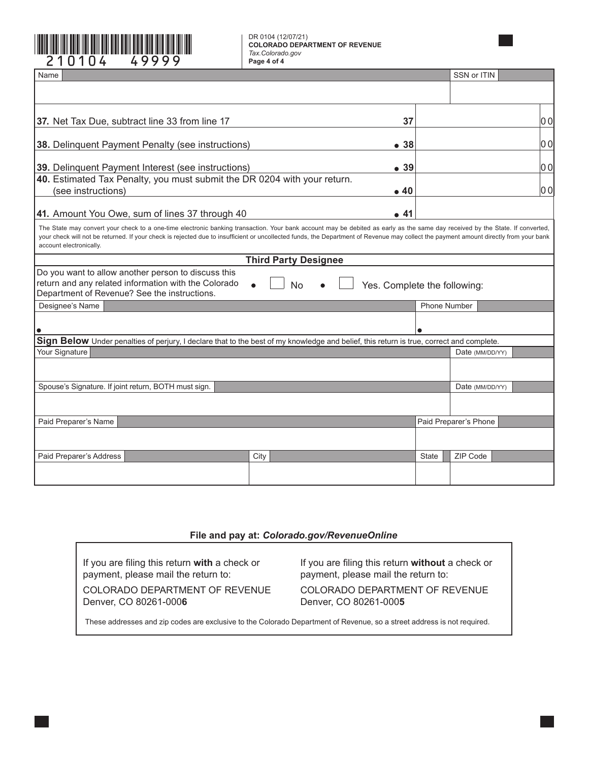210104 49999

DR 0104 (12/07/21)
**COLORADO DEPARTMENT OF REVENUE**
*Tax.Colorado.gov*

| Name | SSN or ITIN |
|---|---|
| | |

| | | | |
|---|---|---|---|
| **37.** Net Tax Due, subtract line 33 from line 17 | 37 | | 00 |
| **38.** Delinquent Payment Penalty (see instructions) | ● 38 | | 00 |
| **39.** Delinquent Payment Interest (see instructions) | ● 39 | | 00 |
| **40.** Estimated Tax Penalty, you must submit the DR 0204 with your return. (see instructions) | ● 40 | | 00 |
| **41.** Amount You Owe, sum of lines 37 through 40 | ● 41 | | |

The State may convert your check to a one-time electronic banking transaction. Your bank account may be debited as early as the same day received by the State. If converted, your check will not be returned. If your check is rejected due to insufficient or uncollected funds, the Department of Revenue may collect the payment amount directly from your bank account electronically.

## Third Party Designee

Do you want to allow another person to discuss this return and any related information with the Colorado Department of Revenue? See the instructions. ● ☐ No ● ☐ Yes. Complete the following:

| Designee's Name | Phone Number |
|---|---|
| ● | ● |

**Sign Below** Under penalties of perjury, I declare that to the best of my knowledge and belief, this return is true, correct and complete.

| Your Signature | Date (MM/DD/YY) |
|---|---|
| | |

| Spouse's Signature. If joint return, BOTH must sign. | Date (MM/DD/YY) |
|---|---|
| | |

| Paid Preparer's Name | Paid Preparer's Phone |
|---|---|
| | |

| Paid Preparer's Address | City | State | ZIP Code |
|---|---|---|---|
| | | | |

**File and pay at:** ***Colorado.gov/RevenueOnline***

If you are filing this return **with** a check or payment, please mail the return to:

COLORADO DEPARTMENT OF REVENUE
Denver, CO 80261-000**6**

If you are filing this return **without** a check or payment, please mail the return to:

COLORADO DEPARTMENT OF REVENUE
Denver, CO 80261-000**5**

These addresses and zip codes are exclusive to the Colorado Department of Revenue, so a street address is not required.